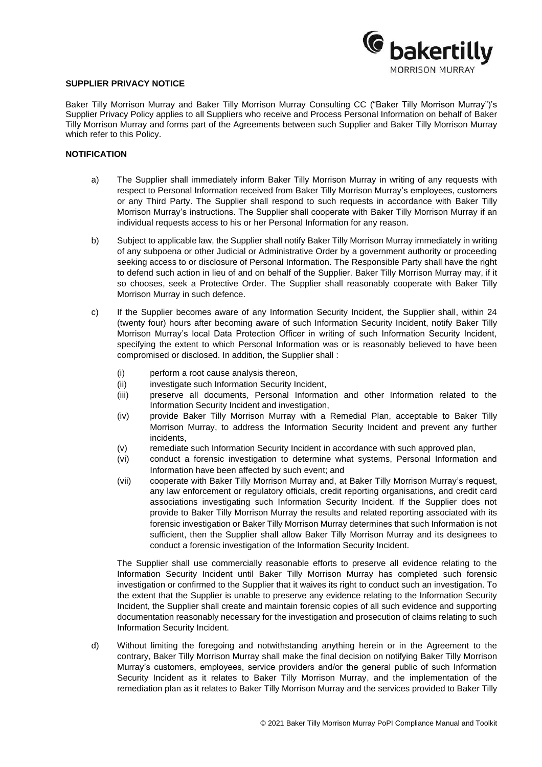## SUPPLIER PRIVACY NOTICE

Baker Tilly Morrison Murray and Baker Tilly Morrison Murray Consulting CC ("Baker Tilly Morrison Murray")'s Supplier Privacy Policy applies to all Suppliers who receive and Process Personal Information on behalf of Baker Tilly Morrison Murray and forms part of the Agreements between such Supplier and Baker Tilly Morrison Murray which refer to this Policy.

## NOTIFICATION

a) The Supplier shall immediately inform Baker Tilly Morrison Murray in writing of any requests with respect to Personal Information received from Baker Tilly Morrison Murray's employees, customers or any Third Party. The Supplier shall respond to such requests in accordance with Baker Tilly Morrison Murray's instructions. The Supplier shall cooperate with Baker Tilly Morrison Murray if an individual requests access to his or her Personal Information for any reason.

b) Subject to applicable law, the Supplier shall notify Baker Tilly Morrison Murray immediately in writing of any subpoena or other Judicial or Administrative Order by a government authority or proceeding seeking access to or disclosure of Personal Information. The Responsible Party shall have the right to defend such action in lieu of and on behalf of the Supplier. Baker Tilly Morrison Murray may, if it so chooses, seek a Protective Order. The Supplier shall reasonably cooperate with Baker Tilly Morrison Murray in such defence.

c) If the Supplier becomes aware of any Information Security Incident, the Supplier shall, within 24 (twenty four) hours after becoming aware of such Information Security Incident, notify Baker Tilly Morrison Murray's local Data Protection Officer in writing of such Information Security Incident, specifying the extent to which Personal Information was or is reasonably believed to have been compromised or disclosed. In addition, the Supplier shall :

   (i) perform a root cause analysis thereon,
   (ii) investigate such Information Security Incident,
   (iii) preserve all documents, Personal Information and other Information related to the Information Security Incident and investigation,
   (iv) provide Baker Tilly Morrison Murray with a Remedial Plan, acceptable to Baker Tilly Morrison Murray, to address the Information Security Incident and prevent any further incidents,
   (v) remediate such Information Security Incident in accordance with such approved plan,
   (vi) conduct a forensic investigation to determine what systems, Personal Information and Information have been affected by such event; and
   (vii) cooperate with Baker Tilly Morrison Murray and, at Baker Tilly Morrison Murray's request, any law enforcement or regulatory officials, credit reporting organisations, and credit card associations investigating such Information Security Incident. If the Supplier does not provide to Baker Tilly Morrison Murray the results and related reporting associated with its forensic investigation or Baker Tilly Morrison Murray determines that such Information is not sufficient, then the Supplier shall allow Baker Tilly Morrison Murray and its designees to conduct a forensic investigation of the Information Security Incident.

   The Supplier shall use commercially reasonable efforts to preserve all evidence relating to the Information Security Incident until Baker Tilly Morrison Murray has completed such forensic investigation or confirmed to the Supplier that it waives its right to conduct such an investigation. To the extent that the Supplier is unable to preserve any evidence relating to the Information Security Incident, the Supplier shall create and maintain forensic copies of all such evidence and supporting documentation reasonably necessary for the investigation and prosecution of claims relating to such Information Security Incident.

d) Without limiting the foregoing and notwithstanding anything herein or in the Agreement to the contrary, Baker Tilly Morrison Murray shall make the final decision on notifying Baker Tilly Morrison Murray's customers, employees, service providers and/or the general public of such Information Security Incident as it relates to Baker Tilly Morrison Murray, and the implementation of the remediation plan as it relates to Baker Tilly Morrison Murray and the services provided to Baker Tilly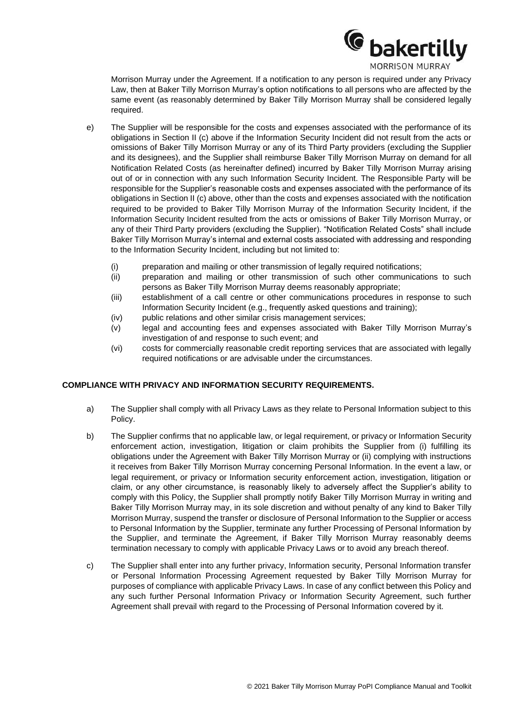Morrison Murray under the Agreement. If a notification to any person is required under any Privacy Law, then at Baker Tilly Morrison Murray's option notifications to all persons who are affected by the same event (as reasonably determined by Baker Tilly Morrison Murray shall be considered legally required.

e) The Supplier will be responsible for the costs and expenses associated with the performance of its obligations in Section II (c) above if the Information Security Incident did not result from the acts or omissions of Baker Tilly Morrison Murray or any of its Third Party providers (excluding the Supplier and its designees), and the Supplier shall reimburse Baker Tilly Morrison Murray on demand for all Notification Related Costs (as hereinafter defined) incurred by Baker Tilly Morrison Murray arising out of or in connection with any such Information Security Incident. The Responsible Party will be responsible for the Supplier's reasonable costs and expenses associated with the performance of its obligations in Section II (c) above, other than the costs and expenses associated with the notification required to be provided to Baker Tilly Morrison Murray of the Information Security Incident, if the Information Security Incident resulted from the acts or omissions of Baker Tilly Morrison Murray, or any of their Third Party providers (excluding the Supplier). "Notification Related Costs" shall include Baker Tilly Morrison Murray's internal and external costs associated with addressing and responding to the Information Security Incident, including but not limited to:

   (i) preparation and mailing or other transmission of legally required notifications;
   (ii) preparation and mailing or other transmission of such other communications to such persons as Baker Tilly Morrison Murray deems reasonably appropriate;
   (iii) establishment of a call centre or other communications procedures in response to such Information Security Incident (e.g., frequently asked questions and training);
   (iv) public relations and other similar crisis management services;
   (v) legal and accounting fees and expenses associated with Baker Tilly Morrison Murray's investigation of and response to such event; and
   (vi) costs for commercially reasonable credit reporting services that are associated with legally required notifications or are advisable under the circumstances.

**COMPLIANCE WITH PRIVACY AND INFORMATION SECURITY REQUIREMENTS.**

a) The Supplier shall comply with all Privacy Laws as they relate to Personal Information subject to this Policy.

b) The Supplier confirms that no applicable law, or legal requirement, or privacy or Information Security enforcement action, investigation, litigation or claim prohibits the Supplier from (i) fulfilling its obligations under the Agreement with Baker Tilly Morrison Murray or (ii) complying with instructions it receives from Baker Tilly Morrison Murray concerning Personal Information. In the event a law, or legal requirement, or privacy or Information security enforcement action, investigation, litigation or claim, or any other circumstance, is reasonably likely to adversely affect the Supplier's ability to comply with this Policy, the Supplier shall promptly notify Baker Tilly Morrison Murray in writing and Baker Tilly Morrison Murray may, in its sole discretion and without penalty of any kind to Baker Tilly Morrison Murray, suspend the transfer or disclosure of Personal Information to the Supplier or access to Personal Information by the Supplier, terminate any further Processing of Personal Information by the Supplier, and terminate the Agreement, if Baker Tilly Morrison Murray reasonably deems termination necessary to comply with applicable Privacy Laws or to avoid any breach thereof.

c) The Supplier shall enter into any further privacy, Information security, Personal Information transfer or Personal Information Processing Agreement requested by Baker Tilly Morrison Murray for purposes of compliance with applicable Privacy Laws. In case of any conflict between this Policy and any such further Personal Information Privacy or Information Security Agreement, such further Agreement shall prevail with regard to the Processing of Personal Information covered by it.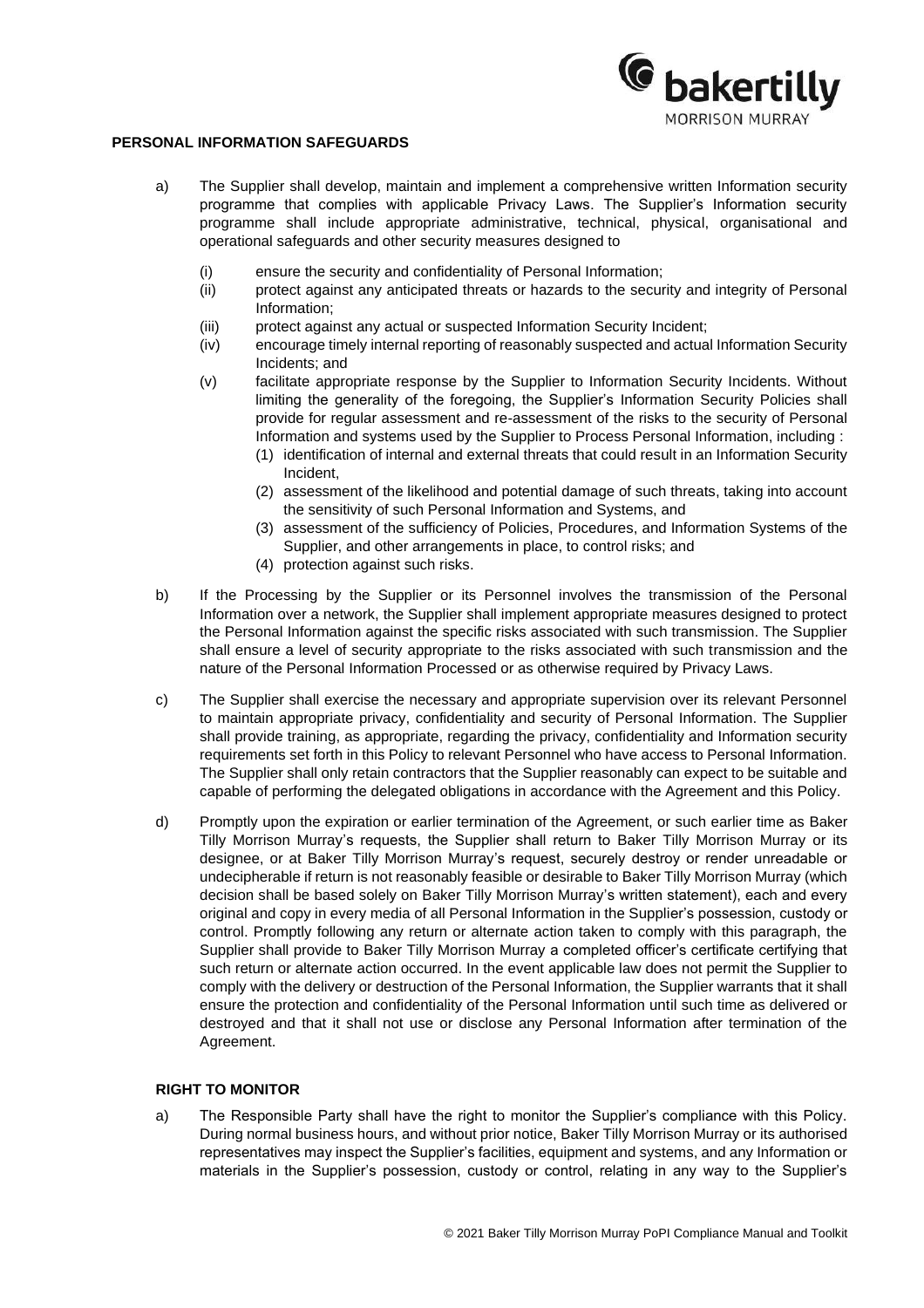**PERSONAL INFORMATION SAFEGUARDS**

a) The Supplier shall develop, maintain and implement a comprehensive written Information security programme that complies with applicable Privacy Laws. The Supplier's Information security programme shall include appropriate administrative, technical, physical, organisational and operational safeguards and other security measures designed to

   (i) ensure the security and confidentiality of Personal Information;
   (ii) protect against any anticipated threats or hazards to the security and integrity of Personal Information;
   (iii) protect against any actual or suspected Information Security Incident;
   (iv) encourage timely internal reporting of reasonably suspected and actual Information Security Incidents; and
   (v) facilitate appropriate response by the Supplier to Information Security Incidents. Without limiting the generality of the foregoing, the Supplier's Information Security Policies shall provide for regular assessment and re-assessment of the risks to the security of Personal Information and systems used by the Supplier to Process Personal Information, including :
      (1) identification of internal and external threats that could result in an Information Security Incident,
      (2) assessment of the likelihood and potential damage of such threats, taking into account the sensitivity of such Personal Information and Systems, and
      (3) assessment of the sufficiency of Policies, Procedures, and Information Systems of the Supplier, and other arrangements in place, to control risks; and
      (4) protection against such risks.

b) If the Processing by the Supplier or its Personnel involves the transmission of the Personal Information over a network, the Supplier shall implement appropriate measures designed to protect the Personal Information against the specific risks associated with such transmission. The Supplier shall ensure a level of security appropriate to the risks associated with such transmission and the nature of the Personal Information Processed or as otherwise required by Privacy Laws.

c) The Supplier shall exercise the necessary and appropriate supervision over its relevant Personnel to maintain appropriate privacy, confidentiality and security of Personal Information. The Supplier shall provide training, as appropriate, regarding the privacy, confidentiality and Information security requirements set forth in this Policy to relevant Personnel who have access to Personal Information. The Supplier shall only retain contractors that the Supplier reasonably can expect to be suitable and capable of performing the delegated obligations in accordance with the Agreement and this Policy.

d) Promptly upon the expiration or earlier termination of the Agreement, or such earlier time as Baker Tilly Morrison Murray's requests, the Supplier shall return to Baker Tilly Morrison Murray or its designee, or at Baker Tilly Morrison Murray's request, securely destroy or render unreadable or undecipherable if return is not reasonably feasible or desirable to Baker Tilly Morrison Murray (which decision shall be based solely on Baker Tilly Morrison Murray's written statement), each and every original and copy in every media of all Personal Information in the Supplier's possession, custody or control. Promptly following any return or alternate action taken to comply with this paragraph, the Supplier shall provide to Baker Tilly Morrison Murray a completed officer's certificate certifying that such return or alternate action occurred. In the event applicable law does not permit the Supplier to comply with the delivery or destruction of the Personal Information, the Supplier warrants that it shall ensure the protection and confidentiality of the Personal Information until such time as delivered or destroyed and that it shall not use or disclose any Personal Information after termination of the Agreement.

**RIGHT TO MONITOR**

a) The Responsible Party shall have the right to monitor the Supplier's compliance with this Policy. During normal business hours, and without prior notice, Baker Tilly Morrison Murray or its authorised representatives may inspect the Supplier's facilities, equipment and systems, and any Information or materials in the Supplier's possession, custody or control, relating in any way to the Supplier's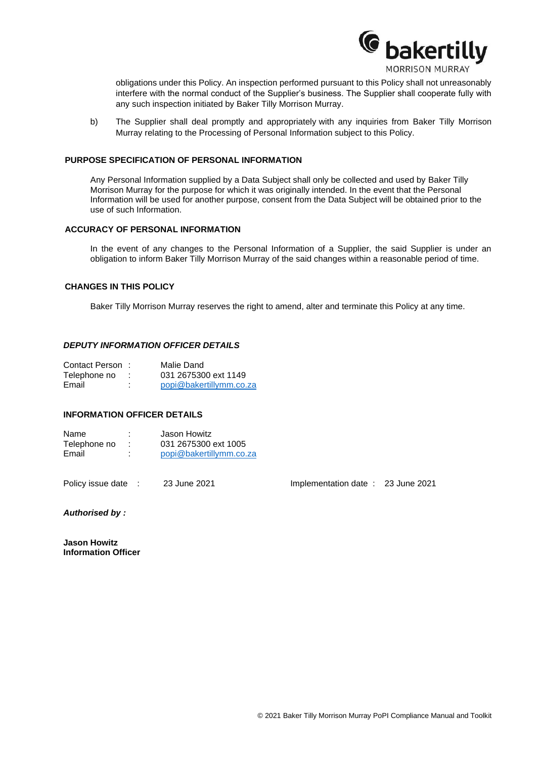obligations under this Policy. An inspection performed pursuant to this Policy shall not unreasonably interfere with the normal conduct of the Supplier's business. The Supplier shall cooperate fully with any such inspection initiated by Baker Tilly Morrison Murray.

b) The Supplier shall deal promptly and appropriately with any inquiries from Baker Tilly Morrison Murray relating to the Processing of Personal Information subject to this Policy.

**PURPOSE SPECIFICATION OF PERSONAL INFORMATION**

Any Personal Information supplied by a Data Subject shall only be collected and used by Baker Tilly Morrison Murray for the purpose for which it was originally intended. In the event that the Personal Information will be used for another purpose, consent from the Data Subject will be obtained prior to the use of such Information.

**ACCURACY OF PERSONAL INFORMATION**

In the event of any changes to the Personal Information of a Supplier, the said Supplier is under an obligation to inform Baker Tilly Morrison Murray of the said changes within a reasonable period of time.

**CHANGES IN THIS POLICY**

Baker Tilly Morrison Murray reserves the right to amend, alter and terminate this Policy at any time.

***DEPUTY INFORMATION OFFICER DETAILS***

Contact Person : Malie Dand
Telephone no : 031 2675300 ext 1149
Email : popi@bakertillymm.co.za

**INFORMATION OFFICER DETAILS**

Name : Jason Howitz
Telephone no : 031 2675300 ext 1005
Email : popi@bakertillymm.co.za

Policy issue date : 23 June 2021 Implementation date : 23 June 2021

***Authorised by :***

**Jason Howitz**
**Information Officer**